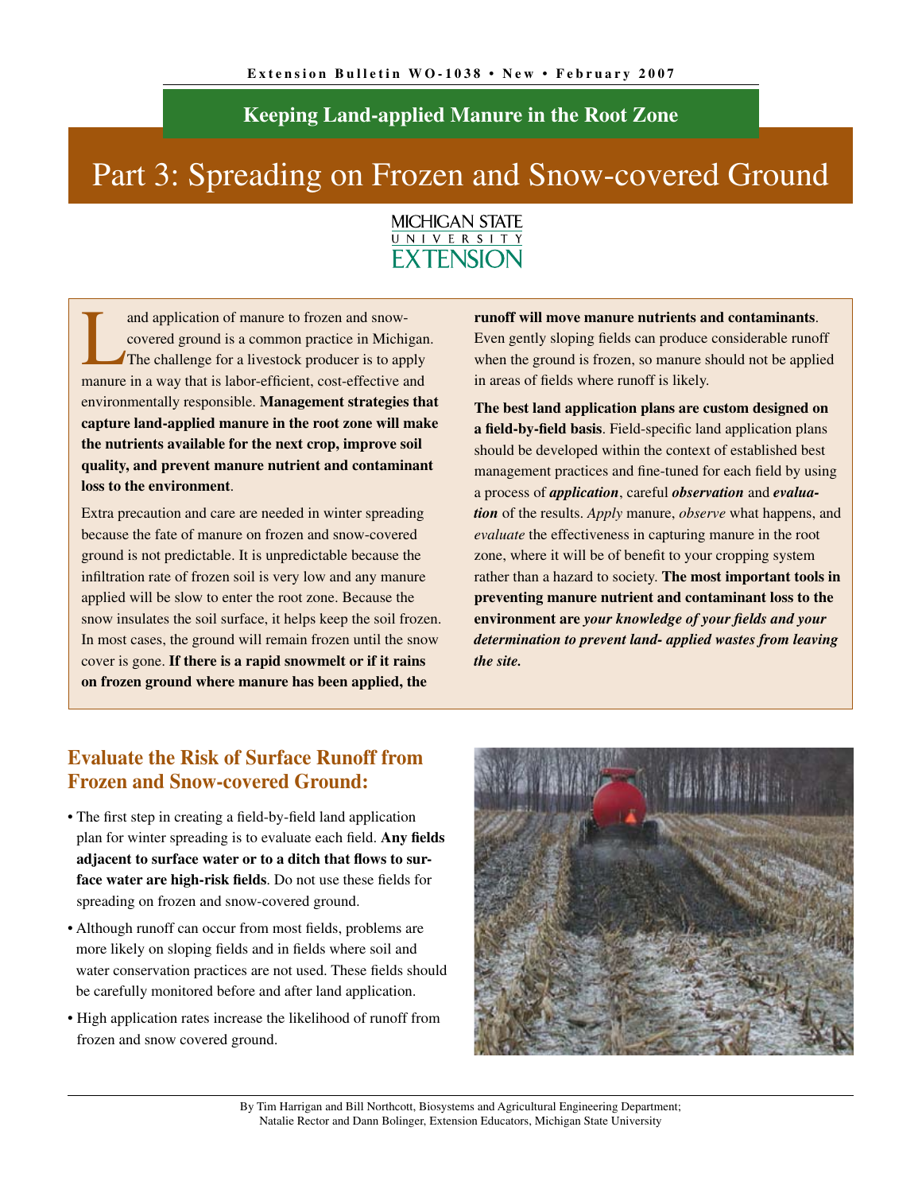Extension Bulletin WO-1038 • New • February 2007

## Keeping Land-applied Manure in the Root Zone

# Part 3: Spreading on Frozen and Snow-covered Ground

MICHIGAN STATE UNIVERSITY EXTENSION

Land application of manure to frozen and snow-covered ground is a common practice in Michigan. The challenge for a livestock producer is to apply manure in a way that is labor-efficient, cost-effective and environmentally responsible. **Management strategies that capture land-applied manure in the root zone will make the nutrients available for the next crop, improve soil quality, and prevent manure nutrient and contaminant loss to the environment**.

Extra precaution and care are needed in winter spreading because the fate of manure on frozen and snow-covered ground is not predictable. It is unpredictable because the infiltration rate of frozen soil is very low and any manure applied will be slow to enter the root zone. Because the snow insulates the soil surface, it helps keep the soil frozen. In most cases, the ground will remain frozen until the snow cover is gone. **If there is a rapid snowmelt or if it rains on frozen ground where manure has been applied, the runoff will move manure nutrients and contaminants**. Even gently sloping fields can produce considerable runoff when the ground is frozen, so manure should not be applied in areas of fields where runoff is likely.

**The best land application plans are custom designed on a field-by-field basis**. Field-specific land application plans should be developed within the context of established best management practices and fine-tuned for each field by using a process of ***application***, careful ***observation*** and ***evaluation*** of the results. *Apply* manure, *observe* what happens, and *evaluate* the effectiveness in capturing manure in the root zone, where it will be of benefit to your cropping system rather than a hazard to society. **The most important tools in preventing manure nutrient and contaminant loss to the environment are *your knowledge of your fields and your determination to prevent land- applied wastes from leaving the site.***

## Evaluate the Risk of Surface Runoff from Frozen and Snow-covered Ground:

- The first step in creating a field-by-field land application plan for winter spreading is to evaluate each field. **Any fields adjacent to surface water or to a ditch that flows to surface water are high-risk fields**. Do not use these fields for spreading on frozen and snow-covered ground.
- Although runoff can occur from most fields, problems are more likely on sloping fields and in fields where soil and water conservation practices are not used. These fields should be carefully monitored before and after land application.
- High application rates increase the likelihood of runoff from frozen and snow covered ground.

By Tim Harrigan and Bill Northcott, Biosystems and Agricultural Engineering Department; Natalie Rector and Dann Bolinger, Extension Educators, Michigan State University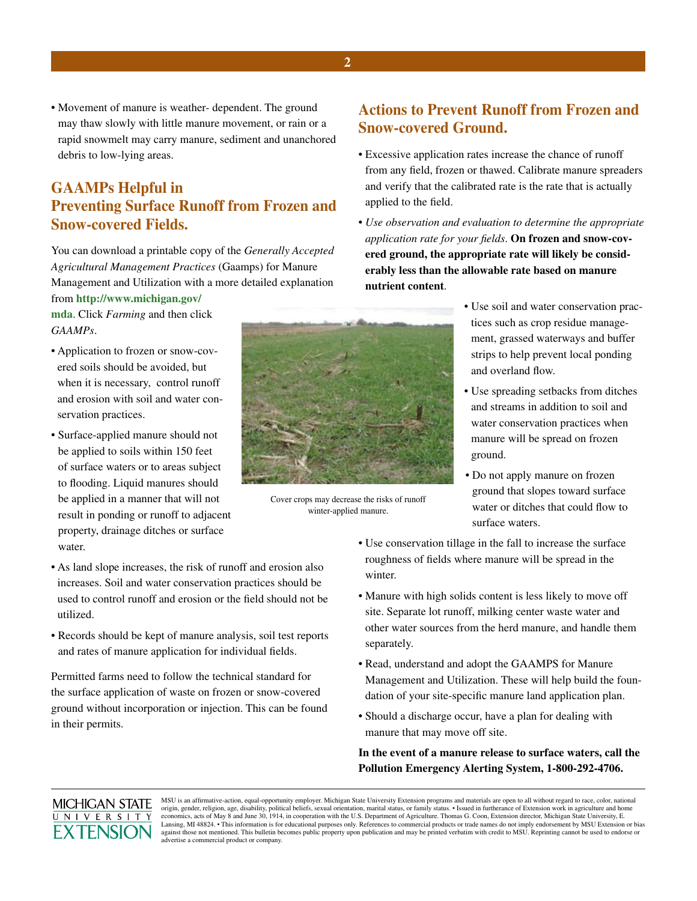- Movement of manure is weather- dependent. The ground may thaw slowly with little manure movement, or rain or a rapid snowmelt may carry manure, sediment and unanchored debris to low-lying areas.

## GAAMPs Helpful in Preventing Surface Runoff from Frozen and Snow-covered Fields.

You can download a printable copy of the *Generally Accepted Agricultural Management Practices* (Gaamps) for Manure Management and Utilization with a more detailed explanation from **http://www.michigan.gov/mda**. Click *Farming* and then click *GAAMPs*.

- Application to frozen or snow-covered soils should be avoided, but when it is necessary, control runoff and erosion with soil and water conservation practices.
- Surface-applied manure should not be applied to soils within 150 feet of surface waters or to areas subject to flooding. Liquid manures should be applied in a manner that will not result in ponding or runoff to adjacent property, drainage ditches or surface water.
- As land slope increases, the risk of runoff and erosion also increases. Soil and water conservation practices should be used to control runoff and erosion or the field should not be utilized.
- Records should be kept of manure analysis, soil test reports and rates of manure application for individual fields.

Permitted farms need to follow the technical standard for the surface application of waste on frozen or snow-covered ground without incorporation or injection. This can be found in their permits.

Cover crops may decrease the risks of runoff winter-applied manure.

## Actions to Prevent Runoff from Frozen and Snow-covered Ground.

- Excessive application rates increase the chance of runoff from any field, frozen or thawed. Calibrate manure spreaders and verify that the calibrated rate is the rate that is actually applied to the field.
- *Use observation and evaluation to determine the appropriate application rate for your fields*. **On frozen and snow-covered ground, the appropriate rate will likely be considerably less than the allowable rate based on manure nutrient content**.
- Use soil and water conservation practices such as crop residue management, grassed waterways and buffer strips to help prevent local ponding and overland flow.
- Use spreading setbacks from ditches and streams in addition to soil and water conservation practices when manure will be spread on frozen ground.
- Do not apply manure on frozen ground that slopes toward surface water or ditches that could flow to surface waters.
- Use conservation tillage in the fall to increase the surface roughness of fields where manure will be spread in the winter.
- Manure with high solids content is less likely to move off site. Separate lot runoff, milking center waste water and other water sources from the herd manure, and handle them separately.
- Read, understand and adopt the GAAMPS for Manure Management and Utilization. These will help build the foundation of your site-specific manure land application plan.
- Should a discharge occur, have a plan for dealing with manure that may move off site.

**In the event of a manure release to surface waters, call the Pollution Emergency Alerting System, 1-800-292-4706.**

MICHIGAN STATE UNIVERSITY EXTENSION

MSU is an affirmative-action, equal-opportunity employer. Michigan State University Extension programs and materials are open to all without regard to race, color, national origin, gender, religion, age, disability, political beliefs, sexual orientation, marital status, or family status. • Issued in furtherance of Extension work in agriculture and home economics, acts of May 8 and June 30, 1914, in cooperation with the U.S. Department of Agriculture. Thomas G. Coon, Extension director, Michigan State University, E. Lansing, MI 48824. • This information is for educational purposes only. References to commercial products or trade names do not imply endorsement by MSU Extension or bias against those not mentioned. This bulletin becomes public property upon publication and may be printed verbatim with credit to MSU. Reprinting cannot be used to endorse or advertise a commercial product or company.